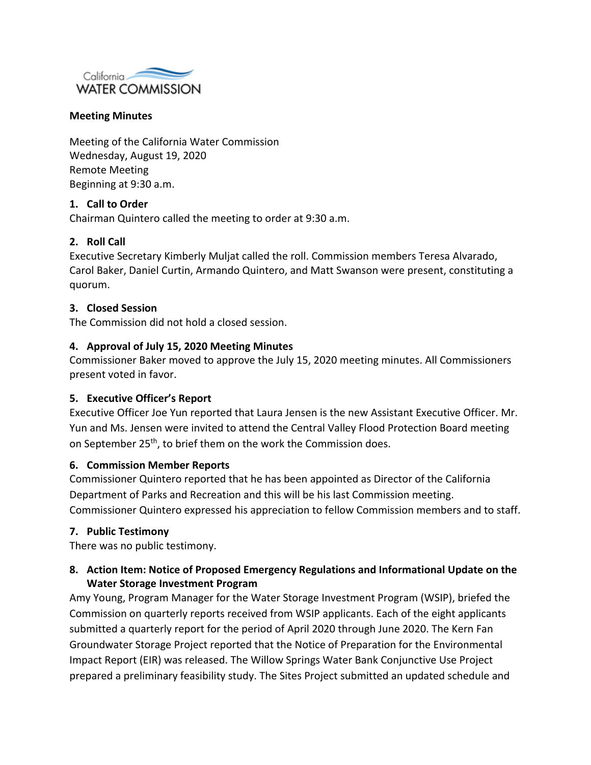California WATER COMMISSION

**Meeting Minutes**

Meeting of the California Water Commission
Wednesday, August 19, 2020
Remote Meeting
Beginning at 9:30 a.m.

**1. Call to Order**

Chairman Quintero called the meeting to order at 9:30 a.m.

**2. Roll Call**

Executive Secretary Kimberly Muljat called the roll. Commission members Teresa Alvarado, Carol Baker, Daniel Curtin, Armando Quintero, and Matt Swanson were present, constituting a quorum.

**3. Closed Session**

The Commission did not hold a closed session.

**4. Approval of July 15, 2020 Meeting Minutes**

Commissioner Baker moved to approve the July 15, 2020 meeting minutes. All Commissioners present voted in favor.

**5. Executive Officer's Report**

Executive Officer Joe Yun reported that Laura Jensen is the new Assistant Executive Officer. Mr. Yun and Ms. Jensen were invited to attend the Central Valley Flood Protection Board meeting on September 25th, to brief them on the work the Commission does.

**6. Commission Member Reports**

Commissioner Quintero reported that he has been appointed as Director of the California Department of Parks and Recreation and this will be his last Commission meeting. Commissioner Quintero expressed his appreciation to fellow Commission members and to staff.

**7. Public Testimony**

There was no public testimony.

**8. Action Item: Notice of Proposed Emergency Regulations and Informational Update on the Water Storage Investment Program**

Amy Young, Program Manager for the Water Storage Investment Program (WSIP), briefed the Commission on quarterly reports received from WSIP applicants. Each of the eight applicants submitted a quarterly report for the period of April 2020 through June 2020. The Kern Fan Groundwater Storage Project reported that the Notice of Preparation for the Environmental Impact Report (EIR) was released. The Willow Springs Water Bank Conjunctive Use Project prepared a preliminary feasibility study. The Sites Project submitted an updated schedule and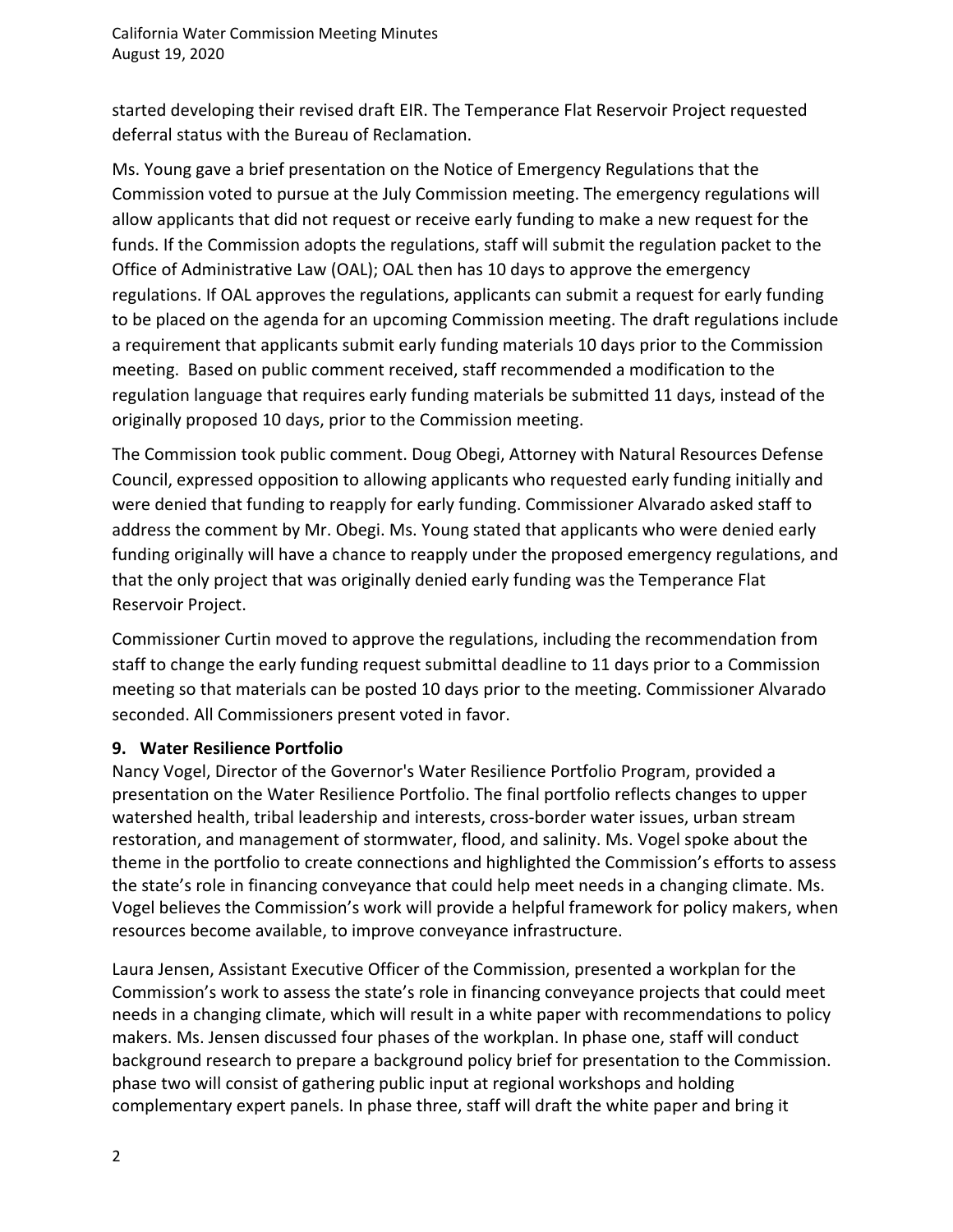started developing their revised draft EIR. The Temperance Flat Reservoir Project requested deferral status with the Bureau of Reclamation.

Ms. Young gave a brief presentation on the Notice of Emergency Regulations that the Commission voted to pursue at the July Commission meeting. The emergency regulations will allow applicants that did not request or receive early funding to make a new request for the funds. If the Commission adopts the regulations, staff will submit the regulation packet to the Office of Administrative Law (OAL); OAL then has 10 days to approve the emergency regulations. If OAL approves the regulations, applicants can submit a request for early funding to be placed on the agenda for an upcoming Commission meeting. The draft regulations include a requirement that applicants submit early funding materials 10 days prior to the Commission meeting. Based on public comment received, staff recommended a modification to the regulation language that requires early funding materials be submitted 11 days, instead of the originally proposed 10 days, prior to the Commission meeting.

The Commission took public comment. Doug Obegi, Attorney with Natural Resources Defense Council, expressed opposition to allowing applicants who requested early funding initially and were denied that funding to reapply for early funding. Commissioner Alvarado asked staff to address the comment by Mr. Obegi. Ms. Young stated that applicants who were denied early funding originally will have a chance to reapply under the proposed emergency regulations, and that the only project that was originally denied early funding was the Temperance Flat Reservoir Project.

Commissioner Curtin moved to approve the regulations, including the recommendation from staff to change the early funding request submittal deadline to 11 days prior to a Commission meeting so that materials can be posted 10 days prior to the meeting. Commissioner Alvarado seconded. All Commissioners present voted in favor.

**9. Water Resilience Portfolio**

Nancy Vogel, Director of the Governor's Water Resilience Portfolio Program, provided a presentation on the Water Resilience Portfolio. The final portfolio reflects changes to upper watershed health, tribal leadership and interests, cross-border water issues, urban stream restoration, and management of stormwater, flood, and salinity. Ms. Vogel spoke about the theme in the portfolio to create connections and highlighted the Commission's efforts to assess the state's role in financing conveyance that could help meet needs in a changing climate. Ms. Vogel believes the Commission's work will provide a helpful framework for policy makers, when resources become available, to improve conveyance infrastructure.

Laura Jensen, Assistant Executive Officer of the Commission, presented a workplan for the Commission's work to assess the state's role in financing conveyance projects that could meet needs in a changing climate, which will result in a white paper with recommendations to policy makers. Ms. Jensen discussed four phases of the workplan. In phase one, staff will conduct background research to prepare a background policy brief for presentation to the Commission. phase two will consist of gathering public input at regional workshops and holding complementary expert panels. In phase three, staff will draft the white paper and bring it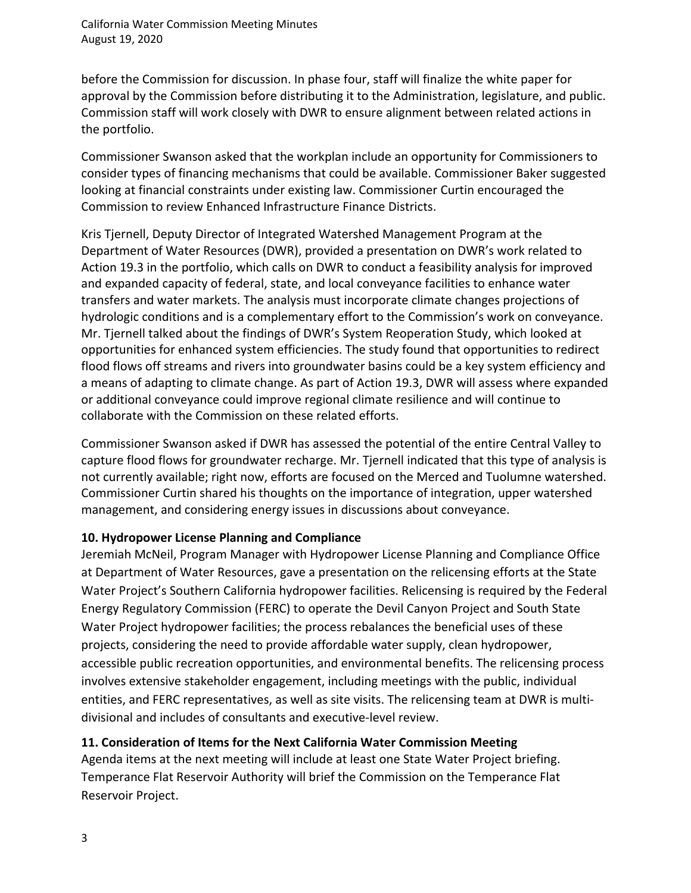before the Commission for discussion. In phase four, staff will finalize the white paper for approval by the Commission before distributing it to the Administration, legislature, and public. Commission staff will work closely with DWR to ensure alignment between related actions in the portfolio.

Commissioner Swanson asked that the workplan include an opportunity for Commissioners to consider types of financing mechanisms that could be available. Commissioner Baker suggested looking at financial constraints under existing law. Commissioner Curtin encouraged the Commission to review Enhanced Infrastructure Finance Districts.

Kris Tjernell, Deputy Director of Integrated Watershed Management Program at the Department of Water Resources (DWR), provided a presentation on DWR's work related to Action 19.3 in the portfolio, which calls on DWR to conduct a feasibility analysis for improved and expanded capacity of federal, state, and local conveyance facilities to enhance water transfers and water markets. The analysis must incorporate climate changes projections of hydrologic conditions and is a complementary effort to the Commission's work on conveyance. Mr. Tjernell talked about the findings of DWR's System Reoperation Study, which looked at opportunities for enhanced system efficiencies. The study found that opportunities to redirect flood flows off streams and rivers into groundwater basins could be a key system efficiency and a means of adapting to climate change. As part of Action 19.3, DWR will assess where expanded or additional conveyance could improve regional climate resilience and will continue to collaborate with the Commission on these related efforts.

Commissioner Swanson asked if DWR has assessed the potential of the entire Central Valley to capture flood flows for groundwater recharge. Mr. Tjernell indicated that this type of analysis is not currently available; right now, efforts are focused on the Merced and Tuolumne watershed. Commissioner Curtin shared his thoughts on the importance of integration, upper watershed management, and considering energy issues in discussions about conveyance.

**10. Hydropower License Planning and Compliance**

Jeremiah McNeil, Program Manager with Hydropower License Planning and Compliance Office at Department of Water Resources, gave a presentation on the relicensing efforts at the State Water Project's Southern California hydropower facilities. Relicensing is required by the Federal Energy Regulatory Commission (FERC) to operate the Devil Canyon Project and South State Water Project hydropower facilities; the process rebalances the beneficial uses of these projects, considering the need to provide affordable water supply, clean hydropower, accessible public recreation opportunities, and environmental benefits. The relicensing process involves extensive stakeholder engagement, including meetings with the public, individual entities, and FERC representatives, as well as site visits. The relicensing team at DWR is multi-divisional and includes of consultants and executive-level review.

**11. Consideration of Items for the Next California Water Commission Meeting**

Agenda items at the next meeting will include at least one State Water Project briefing. Temperance Flat Reservoir Authority will brief the Commission on the Temperance Flat Reservoir Project.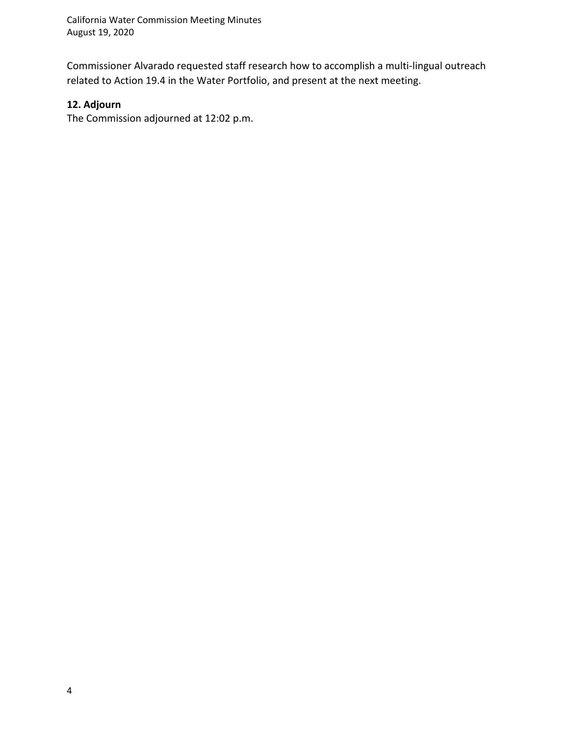Commissioner Alvarado requested staff research how to accomplish a multi-lingual outreach related to Action 19.4 in the Water Portfolio, and present at the next meeting.

**12. Adjourn**

The Commission adjourned at 12:02 p.m.